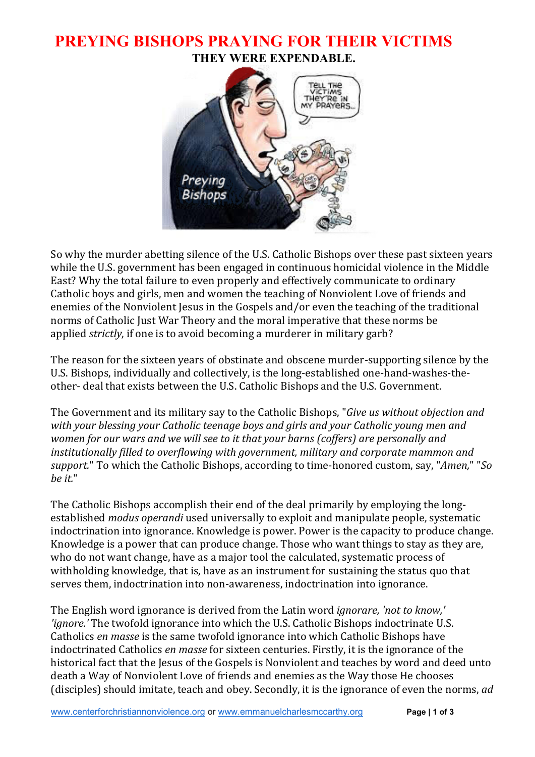# PREYING BISHOPS PRAYING FOR THEIR VICTIMS

**THEY WERE EXPENDABLE.**

So why the murder abetting silence of the U.S. Catholic Bishops over these past sixteen years while the U.S. government has been engaged in continuous homicidal violence in the Middle East? Why the total failure to even properly and effectively communicate to ordinary Catholic boys and girls, men and women the teaching of Nonviolent Love of friends and enemies of the Nonviolent Jesus in the Gospels and/or even the teaching of the traditional norms of Catholic Just War Theory and the moral imperative that these norms be applied *strictly*, if one is to avoid becoming a murderer in military garb?

The reason for the sixteen years of obstinate and obscene murder-supporting silence by the U.S. Bishops, individually and collectively, is the long-established one-hand-washes-the-other- deal that exists between the U.S. Catholic Bishops and the U.S. Government.

The Government and its military say to the Catholic Bishops, "*Give us without objection and with your blessing your Catholic teenage boys and girls and your Catholic young men and women for our wars and we will see to it that your barns (coffers) are personally and institutionally filled to overflowing with government, military and corporate mammon and support.*" To which the Catholic Bishops, according to time-honored custom, say, "*Amen,*" "*So be it.*"

The Catholic Bishops accomplish their end of the deal primarily by employing the long-established *modus operandi* used universally to exploit and manipulate people, systematic indoctrination into ignorance. Knowledge is power. Power is the capacity to produce change. Knowledge is a power that can produce change. Those who want things to stay as they are, who do not want change, have as a major tool the calculated, systematic process of withholding knowledge, that is, have as an instrument for sustaining the status quo that serves them, indoctrination into non-awareness, indoctrination into ignorance.

The English word ignorance is derived from the Latin word *ignorare, 'not to know,' 'ignore.'* The twofold ignorance into which the U.S. Catholic Bishops indoctrinate U.S. Catholics *en masse* is the same twofold ignorance into which Catholic Bishops have indoctrinated Catholics *en masse* for sixteen centuries. Firstly, it is the ignorance of the historical fact that the Jesus of the Gospels is Nonviolent and teaches by word and deed unto death a Way of Nonviolent Love of friends and enemies as the Way those He chooses (disciples) should imitate, teach and obey. Secondly, it is the ignorance of even the norms, *ad*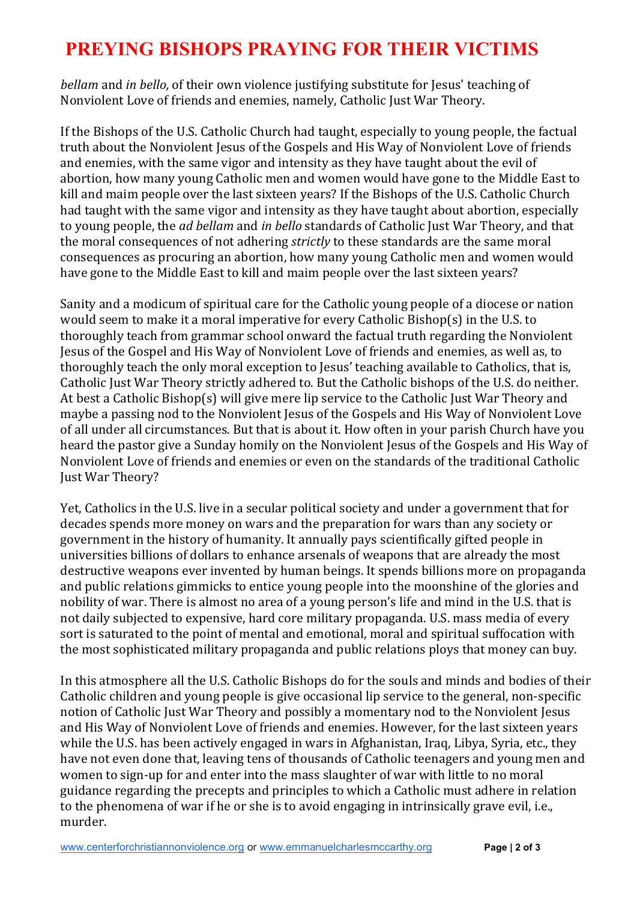*bellam* and *in bello,* of their own violence justifying substitute for Jesus' teaching of Nonviolent Love of friends and enemies, namely, Catholic Just War Theory.

If the Bishops of the U.S. Catholic Church had taught, especially to young people, the factual truth about the Nonviolent Jesus of the Gospels and His Way of Nonviolent Love of friends and enemies, with the same vigor and intensity as they have taught about the evil of abortion, how many young Catholic men and women would have gone to the Middle East to kill and maim people over the last sixteen years? If the Bishops of the U.S. Catholic Church had taught with the same vigor and intensity as they have taught about abortion, especially to young people, the *ad bellam* and *in bello* standards of Catholic Just War Theory, and that the moral consequences of not adhering *strictly* to these standards are the same moral consequences as procuring an abortion, how many young Catholic men and women would have gone to the Middle East to kill and maim people over the last sixteen years?

Sanity and a modicum of spiritual care for the Catholic young people of a diocese or nation would seem to make it a moral imperative for every Catholic Bishop(s) in the U.S. to thoroughly teach from grammar school onward the factual truth regarding the Nonviolent Jesus of the Gospel and His Way of Nonviolent Love of friends and enemies, as well as, to thoroughly teach the only moral exception to Jesus' teaching available to Catholics, that is, Catholic Just War Theory strictly adhered to. But the Catholic bishops of the U.S. do neither. At best a Catholic Bishop(s) will give mere lip service to the Catholic Just War Theory and maybe a passing nod to the Nonviolent Jesus of the Gospels and His Way of Nonviolent Love of all under all circumstances. But that is about it. How often in your parish Church have you heard the pastor give a Sunday homily on the Nonviolent Jesus of the Gospels and His Way of Nonviolent Love of friends and enemies or even on the standards of the traditional Catholic Just War Theory?

Yet, Catholics in the U.S. live in a secular political society and under a government that for decades spends more money on wars and the preparation for wars than any society or government in the history of humanity. It annually pays scientifically gifted people in universities billions of dollars to enhance arsenals of weapons that are already the most destructive weapons ever invented by human beings. It spends billions more on propaganda and public relations gimmicks to entice young people into the moonshine of the glories and nobility of war. There is almost no area of a young person's life and mind in the U.S. that is not daily subjected to expensive, hard core military propaganda. U.S. mass media of every sort is saturated to the point of mental and emotional, moral and spiritual suffocation with the most sophisticated military propaganda and public relations ploys that money can buy.

In this atmosphere all the U.S. Catholic Bishops do for the souls and minds and bodies of their Catholic children and young people is give occasional lip service to the general, non-specific notion of Catholic Just War Theory and possibly a momentary nod to the Nonviolent Jesus and His Way of Nonviolent Love of friends and enemies. However, for the last sixteen years while the U.S. has been actively engaged in wars in Afghanistan, Iraq, Libya, Syria, etc., they have not even done that, leaving tens of thousands of Catholic teenagers and young men and women to sign-up for and enter into the mass slaughter of war with little to no moral guidance regarding the precepts and principles to which a Catholic must adhere in relation to the phenomena of war if he or she is to avoid engaging in intrinsically grave evil, i.e., murder.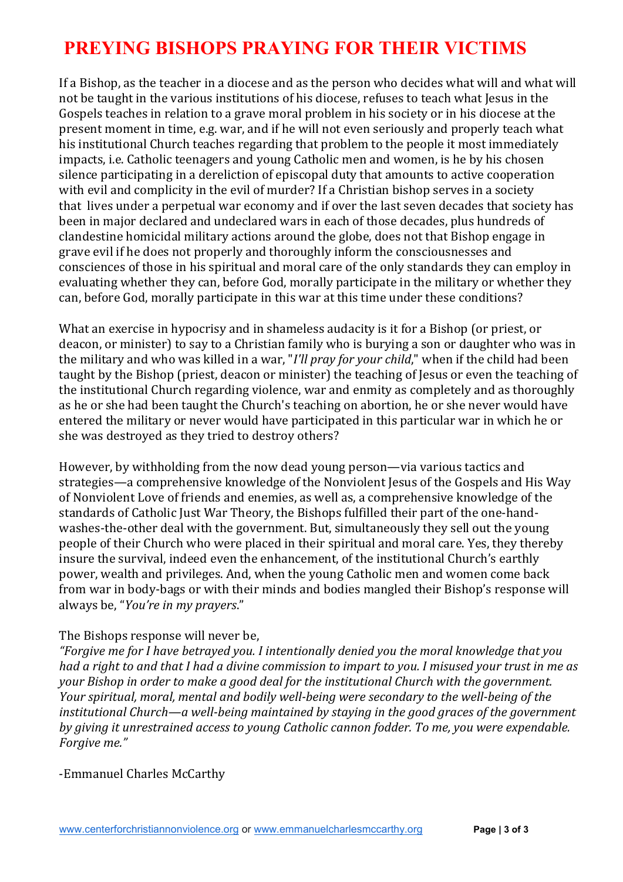# PREYING BISHOPS PRAYING FOR THEIR VICTIMS

If a Bishop, as the teacher in a diocese and as the person who decides what will and what will not be taught in the various institutions of his diocese, refuses to teach what Jesus in the Gospels teaches in relation to a grave moral problem in his society or in his diocese at the present moment in time, e.g. war, and if he will not even seriously and properly teach what his institutional Church teaches regarding that problem to the people it most immediately impacts, i.e. Catholic teenagers and young Catholic men and women, is he by his chosen silence participating in a dereliction of episcopal duty that amounts to active cooperation with evil and complicity in the evil of murder? If a Christian bishop serves in a society that lives under a perpetual war economy and if over the last seven decades that society has been in major declared and undeclared wars in each of those decades, plus hundreds of clandestine homicidal military actions around the globe, does not that Bishop engage in grave evil if he does not properly and thoroughly inform the consciousnesses and consciences of those in his spiritual and moral care of the only standards they can employ in evaluating whether they can, before God, morally participate in the military or whether they can, before God, morally participate in this war at this time under these conditions?

What an exercise in hypocrisy and in shameless audacity is it for a Bishop (or priest, or deacon, or minister) to say to a Christian family who is burying a son or daughter who was in the military and who was killed in a war, "*I'll pray for your child*," when if the child had been taught by the Bishop (priest, deacon or minister) the teaching of Jesus or even the teaching of the institutional Church regarding violence, war and enmity as completely and as thoroughly as he or she had been taught the Church's teaching on abortion, he or she never would have entered the military or never would have participated in this particular war in which he or she was destroyed as they tried to destroy others?

However, by withholding from the now dead young person—via various tactics and strategies—a comprehensive knowledge of the Nonviolent Jesus of the Gospels and His Way of Nonviolent Love of friends and enemies, as well as, a comprehensive knowledge of the standards of Catholic Just War Theory, the Bishops fulfilled their part of the one-hand-washes-the-other deal with the government. But, simultaneously they sell out the young people of their Church who were placed in their spiritual and moral care. Yes, they thereby insure the survival, indeed even the enhancement, of the institutional Church's earthly power, wealth and privileges. And, when the young Catholic men and women come back from war in body-bags or with their minds and bodies mangled their Bishop's response will always be, "*You're in my prayers*."

The Bishops response will never be,
*"Forgive me for I have betrayed you. I intentionally denied you the moral knowledge that you had a right to and that I had a divine commission to impart to you. I misused your trust in me as your Bishop in order to make a good deal for the institutional Church with the government. Your spiritual, moral, mental and bodily well-being were secondary to the well-being of the institutional Church—a well-being maintained by staying in the good graces of the government by giving it unrestrained access to young Catholic cannon fodder. To me, you were expendable. Forgive me."*

-Emmanuel Charles McCarthy

www.centerforchristiannonviolence.org or www.emmanuelcharlesmccarthy.org